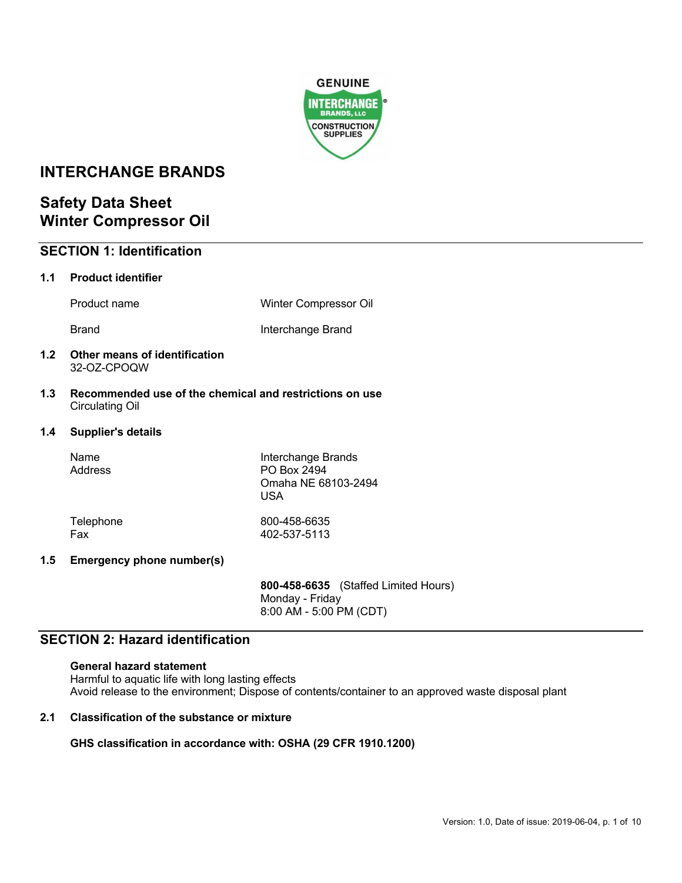# INTERCHANGE BRANDS

## Safety Data Sheet
## Winter Compressor Oil

## SECTION 1: Identification

### 1.1 Product identifier

| | |
|---|---|
| Product name | Winter Compressor Oil |
| Brand | Interchange Brand |

### 1.2 Other means of identification

32-OZ-CPOQW

### 1.3 Recommended use of the chemical and restrictions on use

Circulating Oil

### 1.4 Supplier's details

| | |
|---|---|
| Name | Interchange Brands |
| Address | PO Box 2494<br>Omaha NE 68103-2494<br>USA |
| Telephone | 800-458-6635 |
| Fax | 402-537-5113 |

### 1.5 Emergency phone number(s)

**800-458-6635** (Staffed Limited Hours)
Monday - Friday
8:00 AM - 5:00 PM (CDT)

## SECTION 2: Hazard identification

**General hazard statement**
Harmful to aquatic life with long lasting effects
Avoid release to the environment; Dispose of contents/container to an approved waste disposal plant

### 2.1 Classification of the substance or mixture

**GHS classification in accordance with: OSHA (29 CFR 1910.1200)**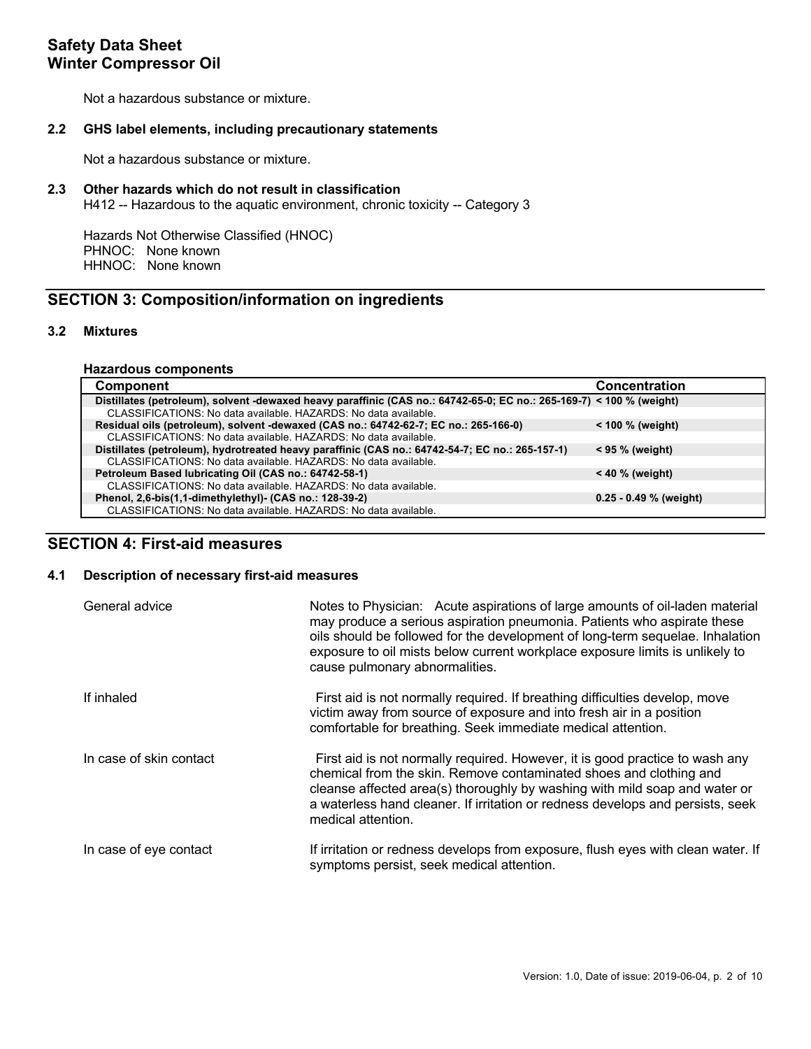Not a hazardous substance or mixture.

### 2.2 GHS label elements, including precautionary statements

Not a hazardous substance or mixture.

### 2.3 Other hazards which do not result in classification

H412 -- Hazardous to the aquatic environment, chronic toxicity -- Category 3

Hazards Not Otherwise Classified (HNOC)
PHNOC: None known
HHNOC: None known

## SECTION 3: Composition/information on ingredients

### 3.2 Mixtures

**Hazardous components**

| Component | Concentration |
|---|---|
| **Distillates (petroleum), solvent -dewaxed heavy paraffinic (CAS no.: 64742-65-0; EC no.: 265-169-7)** | **< 100 % (weight)** |
| CLASSIFICATIONS: No data available. HAZARDS: No data available. | |
| **Residual oils (petroleum), solvent -dewaxed (CAS no.: 64742-62-7; EC no.: 265-166-0)** | **< 100 % (weight)** |
| CLASSIFICATIONS: No data available. HAZARDS: No data available. | |
| **Distillates (petroleum), hydrotreated heavy paraffinic (CAS no.: 64742-54-7; EC no.: 265-157-1)** | **< 95 % (weight)** |
| CLASSIFICATIONS: No data available. HAZARDS: No data available. | |
| **Petroleum Based lubricating Oil (CAS no.: 64742-58-1)** | **< 40 % (weight)** |
| CLASSIFICATIONS: No data available. HAZARDS: No data available. | |
| **Phenol, 2,6-bis(1,1-dimethylethyl)- (CAS no.: 128-39-2)** | **0.25 - 0.49 % (weight)** |
| CLASSIFICATIONS: No data available. HAZARDS: No data available. | |

## SECTION 4: First-aid measures

### 4.1 Description of necessary first-aid measures

**General advice**
Notes to Physician: Acute aspirations of large amounts of oil-laden material may produce a serious aspiration pneumonia. Patients who aspirate these oils should be followed for the development of long-term sequelae. Inhalation exposure to oil mists below current workplace exposure limits is unlikely to cause pulmonary abnormalities.

**If inhaled**
First aid is not normally required. If breathing difficulties develop, move victim away from source of exposure and into fresh air in a position comfortable for breathing. Seek immediate medical attention.

**In case of skin contact**
First aid is not normally required. However, it is good practice to wash any chemical from the skin. Remove contaminated shoes and clothing and cleanse affected area(s) thoroughly by washing with mild soap and water or a waterless hand cleaner. If irritation or redness develops and persists, seek medical attention.

**In case of eye contact**
If irritation or redness develops from exposure, flush eyes with clean water. If symptoms persist, seek medical attention.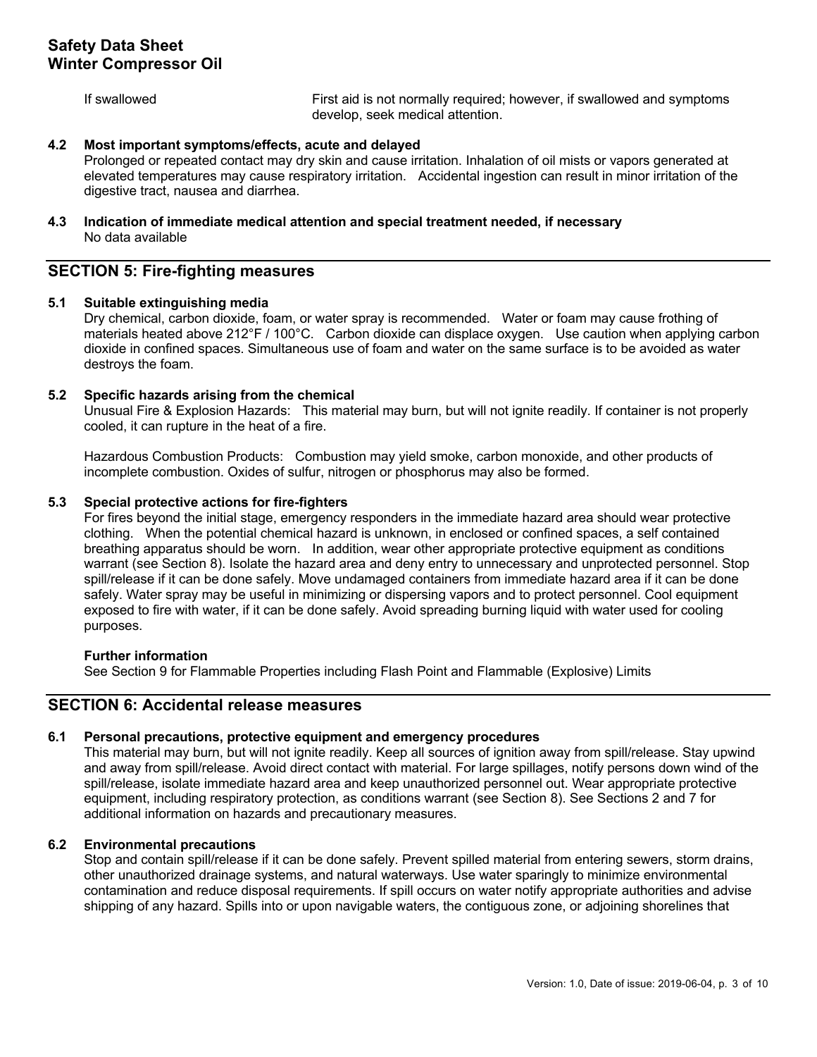| If swallowed | First aid is not normally required; however, if swallowed and symptoms develop, seek medical attention. |
|---|---|

**4.2 Most important symptoms/effects, acute and delayed**

Prolonged or repeated contact may dry skin and cause irritation. Inhalation of oil mists or vapors generated at elevated temperatures may cause respiratory irritation. Accidental ingestion can result in minor irritation of the digestive tract, nausea and diarrhea.

**4.3 Indication of immediate medical attention and special treatment needed, if necessary**

No data available

## SECTION 5: Fire-fighting measures

**5.1 Suitable extinguishing media**

Dry chemical, carbon dioxide, foam, or water spray is recommended. Water or foam may cause frothing of materials heated above 212°F / 100°C. Carbon dioxide can displace oxygen. Use caution when applying carbon dioxide in confined spaces. Simultaneous use of foam and water on the same surface is to be avoided as water destroys the foam.

**5.2 Specific hazards arising from the chemical**

Unusual Fire & Explosion Hazards: This material may burn, but will not ignite readily. If container is not properly cooled, it can rupture in the heat of a fire.

Hazardous Combustion Products: Combustion may yield smoke, carbon monoxide, and other products of incomplete combustion. Oxides of sulfur, nitrogen or phosphorus may also be formed.

**5.3 Special protective actions for fire-fighters**

For fires beyond the initial stage, emergency responders in the immediate hazard area should wear protective clothing. When the potential chemical hazard is unknown, in enclosed or confined spaces, a self contained breathing apparatus should be worn. In addition, wear other appropriate protective equipment as conditions warrant (see Section 8). Isolate the hazard area and deny entry to unnecessary and unprotected personnel. Stop spill/release if it can be done safely. Move undamaged containers from immediate hazard area if it can be done safely. Water spray may be useful in minimizing or dispersing vapors and to protect personnel. Cool equipment exposed to fire with water, if it can be done safely. Avoid spreading burning liquid with water used for cooling purposes.

**Further information**

See Section 9 for Flammable Properties including Flash Point and Flammable (Explosive) Limits

## SECTION 6: Accidental release measures

**6.1 Personal precautions, protective equipment and emergency procedures**

This material may burn, but will not ignite readily. Keep all sources of ignition away from spill/release. Stay upwind and away from spill/release. Avoid direct contact with material. For large spillages, notify persons down wind of the spill/release, isolate immediate hazard area and keep unauthorized personnel out. Wear appropriate protective equipment, including respiratory protection, as conditions warrant (see Section 8). See Sections 2 and 7 for additional information on hazards and precautionary measures.

**6.2 Environmental precautions**

Stop and contain spill/release if it can be done safely. Prevent spilled material from entering sewers, storm drains, other unauthorized drainage systems, and natural waterways. Use water sparingly to minimize environmental contamination and reduce disposal requirements. If spill occurs on water notify appropriate authorities and advise shipping of any hazard. Spills into or upon navigable waters, the contiguous zone, or adjoining shorelines that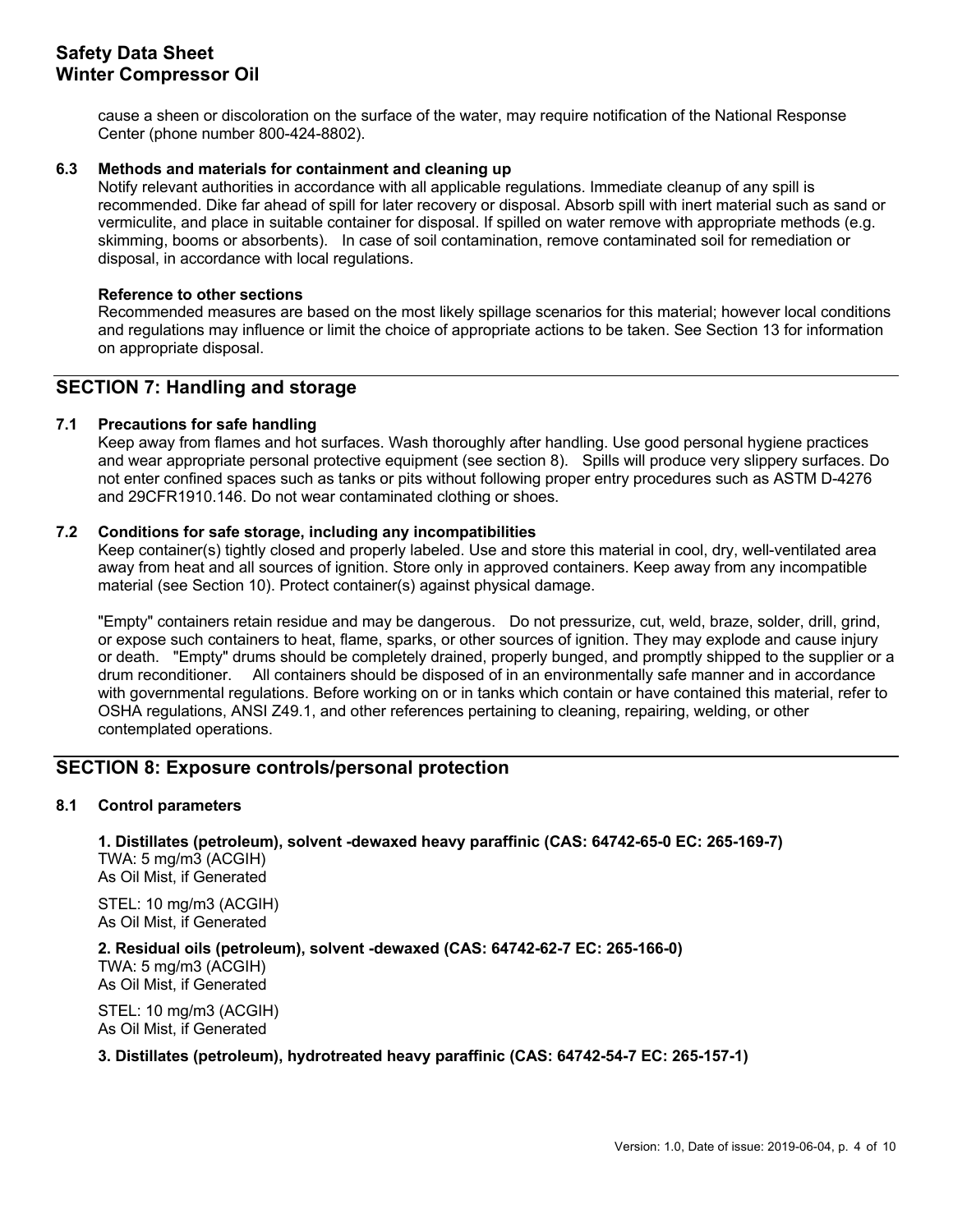cause a sheen or discoloration on the surface of the water, may require notification of the National Response Center (phone number 800-424-8802).

### 6.3 Methods and materials for containment and cleaning up

Notify relevant authorities in accordance with all applicable regulations. Immediate cleanup of any spill is recommended. Dike far ahead of spill for later recovery or disposal. Absorb spill with inert material such as sand or vermiculite, and place in suitable container for disposal. If spilled on water remove with appropriate methods (e.g. skimming, booms or absorbents). In case of soil contamination, remove contaminated soil for remediation or disposal, in accordance with local regulations.

**Reference to other sections**

Recommended measures are based on the most likely spillage scenarios for this material; however local conditions and regulations may influence or limit the choice of appropriate actions to be taken. See Section 13 for information on appropriate disposal.

## SECTION 7: Handling and storage

### 7.1 Precautions for safe handling

Keep away from flames and hot surfaces. Wash thoroughly after handling. Use good personal hygiene practices and wear appropriate personal protective equipment (see section 8). Spills will produce very slippery surfaces. Do not enter confined spaces such as tanks or pits without following proper entry procedures such as ASTM D-4276 and 29CFR1910.146. Do not wear contaminated clothing or shoes.

### 7.2 Conditions for safe storage, including any incompatibilities

Keep container(s) tightly closed and properly labeled. Use and store this material in cool, dry, well-ventilated area away from heat and all sources of ignition. Store only in approved containers. Keep away from any incompatible material (see Section 10). Protect container(s) against physical damage.

"Empty" containers retain residue and may be dangerous. Do not pressurize, cut, weld, braze, solder, drill, grind, or expose such containers to heat, flame, sparks, or other sources of ignition. They may explode and cause injury or death. "Empty" drums should be completely drained, properly bunged, and promptly shipped to the supplier or a drum reconditioner. All containers should be disposed of in an environmentally safe manner and in accordance with governmental regulations. Before working on or in tanks which contain or have contained this material, refer to OSHA regulations, ANSI Z49.1, and other references pertaining to cleaning, repairing, welding, or other contemplated operations.

## SECTION 8: Exposure controls/personal protection

### 8.1 Control parameters

**1. Distillates (petroleum), solvent -dewaxed heavy paraffinic (CAS: 64742-65-0 EC: 265-169-7)**
TWA: 5 mg/m3 (ACGIH)
As Oil Mist, if Generated

STEL: 10 mg/m3 (ACGIH)
As Oil Mist, if Generated

**2. Residual oils (petroleum), solvent -dewaxed (CAS: 64742-62-7 EC: 265-166-0)**
TWA: 5 mg/m3 (ACGIH)
As Oil Mist, if Generated

STEL: 10 mg/m3 (ACGIH)
As Oil Mist, if Generated

**3. Distillates (petroleum), hydrotreated heavy paraffinic (CAS: 64742-54-7 EC: 265-157-1)**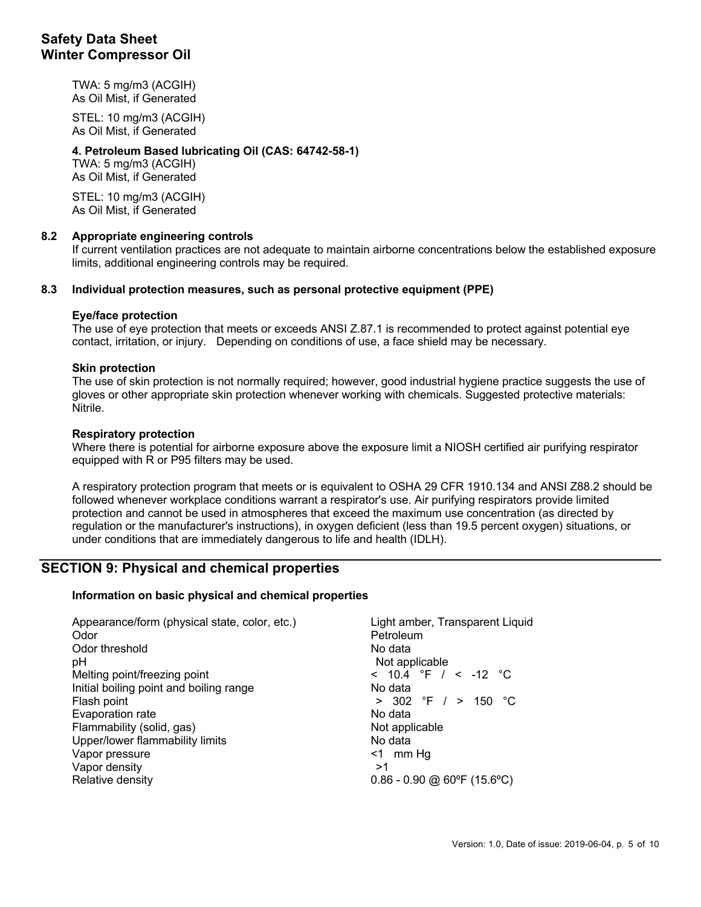TWA: 5 mg/m3 (ACGIH)
As Oil Mist, if Generated

STEL: 10 mg/m3 (ACGIH)
As Oil Mist, if Generated

**4. Petroleum Based lubricating Oil (CAS: 64742-58-1)**
TWA: 5 mg/m3 (ACGIH)
As Oil Mist, if Generated

STEL: 10 mg/m3 (ACGIH)
As Oil Mist, if Generated

### 8.2 Appropriate engineering controls

If current ventilation practices are not adequate to maintain airborne concentrations below the established exposure limits, additional engineering controls may be required.

### 8.3 Individual protection measures, such as personal protective equipment (PPE)

**Eye/face protection**

The use of eye protection that meets or exceeds ANSI Z.87.1 is recommended to protect against potential eye contact, irritation, or injury. Depending on conditions of use, a face shield may be necessary.

**Skin protection**

The use of skin protection is not normally required; however, good industrial hygiene practice suggests the use of gloves or other appropriate skin protection whenever working with chemicals. Suggested protective materials: Nitrile.

**Respiratory protection**

Where there is potential for airborne exposure above the exposure limit a NIOSH certified air purifying respirator equipped with R or P95 filters may be used.

A respiratory protection program that meets or is equivalent to OSHA 29 CFR 1910.134 and ANSI Z88.2 should be followed whenever workplace conditions warrant a respirator's use. Air purifying respirators provide limited protection and cannot be used in atmospheres that exceed the maximum use concentration (as directed by regulation or the manufacturer's instructions), in oxygen deficient (less than 19.5 percent oxygen) situations, or under conditions that are immediately dangerous to life and health (IDLH).

## SECTION 9: Physical and chemical properties

**Information on basic physical and chemical properties**

| Property | Value |
|---|---|
| Appearance/form (physical state, color, etc.) | Light amber, Transparent Liquid |
| Odor | Petroleum |
| Odor threshold | No data |
| pH | Not applicable |
| Melting point/freezing point | < 10.4 °F / < -12 °C |
| Initial boiling point and boiling range | No data |
| Flash point | > 302 °F / > 150 °C |
| Evaporation rate | No data |
| Flammability (solid, gas) | Not applicable |
| Upper/lower flammability limits | No data |
| Vapor pressure | <1 mm Hg |
| Vapor density | >1 |
| Relative density | 0.86 - 0.90 @ 60ºF (15.6ºC) |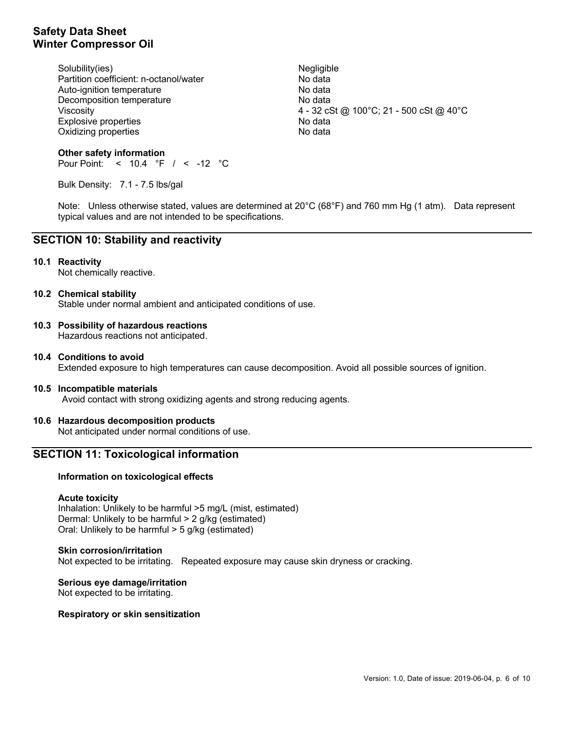| | |
|---|---|
| Solubility(ies) | Negligible |
| Partition coefficient: n-octanol/water | No data |
| Auto-ignition temperature | No data |
| Decomposition temperature | No data |
| Viscosity | 4 - 32 cSt @ 100°C; 21 - 500 cSt @ 40°C |
| Explosive properties | No data |
| Oxidizing properties | No data |

**Other safety information**

Pour Point: < 10.4 °F / < -12 °C

Bulk Density: 7.1 - 7.5 lbs/gal

Note: Unless otherwise stated, values are determined at 20°C (68°F) and 760 mm Hg (1 atm). Data represent typical values and are not intended to be specifications.

## SECTION 10: Stability and reactivity

### 10.1 Reactivity

Not chemically reactive.

### 10.2 Chemical stability

Stable under normal ambient and anticipated conditions of use.

### 10.3 Possibility of hazardous reactions

Hazardous reactions not anticipated.

### 10.4 Conditions to avoid

Extended exposure to high temperatures can cause decomposition. Avoid all possible sources of ignition.

### 10.5 Incompatible materials

Avoid contact with strong oxidizing agents and strong reducing agents.

### 10.6 Hazardous decomposition products

Not anticipated under normal conditions of use.

## SECTION 11: Toxicological information

**Information on toxicological effects**

**Acute toxicity**

Inhalation: Unlikely to be harmful >5 mg/L (mist, estimated)
Dermal: Unlikely to be harmful > 2 g/kg (estimated)
Oral: Unlikely to be harmful > 5 g/kg (estimated)

**Skin corrosion/irritation**

Not expected to be irritating. Repeated exposure may cause skin dryness or cracking.

**Serious eye damage/irritation**

Not expected to be irritating.

**Respiratory or skin sensitization**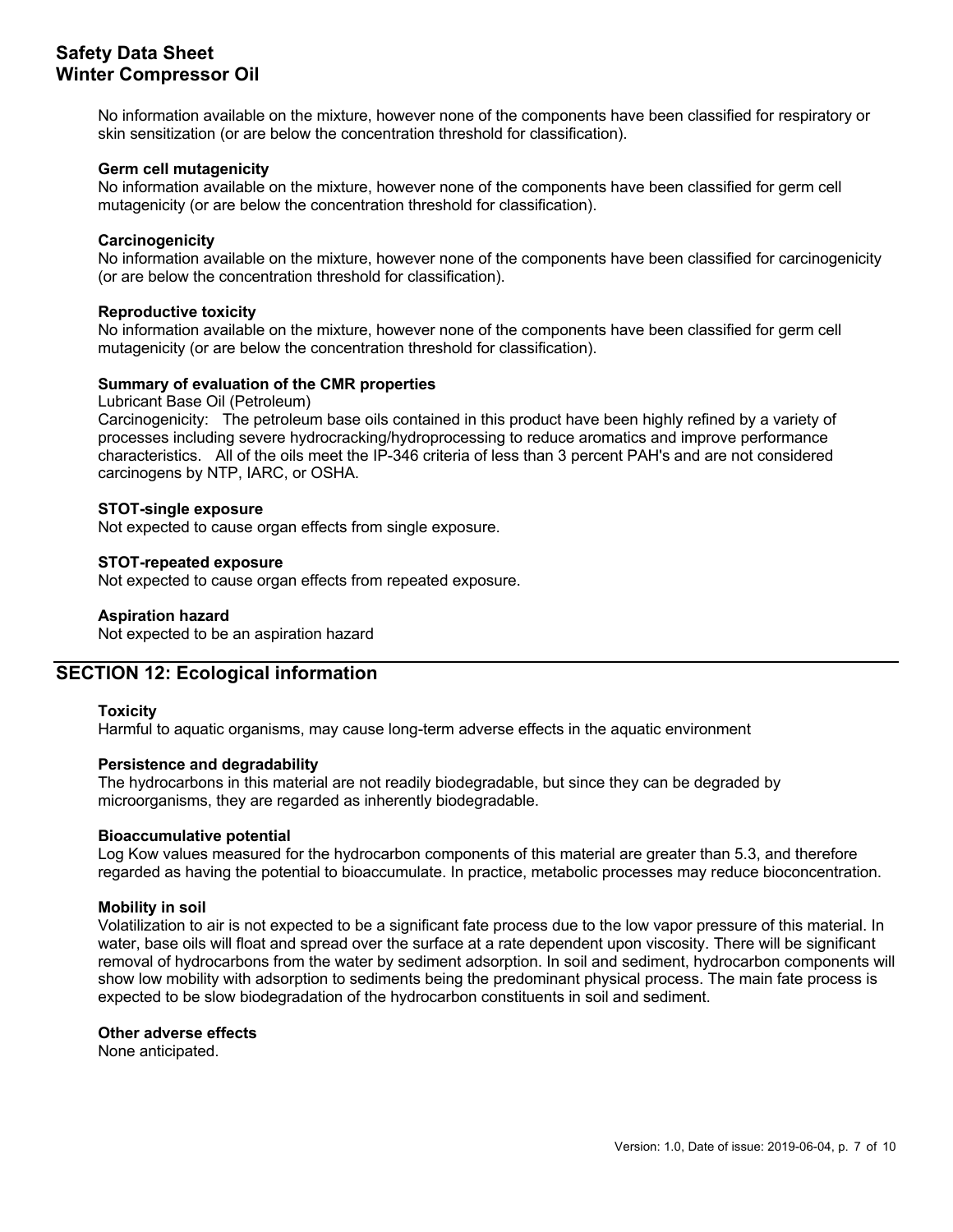No information available on the mixture, however none of the components have been classified for respiratory or skin sensitization (or are below the concentration threshold for classification).

**Germ cell mutagenicity**
No information available on the mixture, however none of the components have been classified for germ cell mutagenicity (or are below the concentration threshold for classification).

**Carcinogenicity**
No information available on the mixture, however none of the components have been classified for carcinogenicity (or are below the concentration threshold for classification).

**Reproductive toxicity**
No information available on the mixture, however none of the components have been classified for germ cell mutagenicity (or are below the concentration threshold for classification).

**Summary of evaluation of the CMR properties**
Lubricant Base Oil (Petroleum)
Carcinogenicity: The petroleum base oils contained in this product have been highly refined by a variety of processes including severe hydrocracking/hydroprocessing to reduce aromatics and improve performance characteristics. All of the oils meet the IP-346 criteria of less than 3 percent PAH's and are not considered carcinogens by NTP, IARC, or OSHA.

**STOT-single exposure**
Not expected to cause organ effects from single exposure.

**STOT-repeated exposure**
Not expected to cause organ effects from repeated exposure.

**Aspiration hazard**
Not expected to be an aspiration hazard

## SECTION 12: Ecological information

**Toxicity**
Harmful to aquatic organisms, may cause long-term adverse effects in the aquatic environment

**Persistence and degradability**
The hydrocarbons in this material are not readily biodegradable, but since they can be degraded by microorganisms, they are regarded as inherently biodegradable.

**Bioaccumulative potential**
Log Kow values measured for the hydrocarbon components of this material are greater than 5.3, and therefore regarded as having the potential to bioaccumulate. In practice, metabolic processes may reduce bioconcentration.

**Mobility in soil**
Volatilization to air is not expected to be a significant fate process due to the low vapor pressure of this material. In water, base oils will float and spread over the surface at a rate dependent upon viscosity. There will be significant removal of hydrocarbons from the water by sediment adsorption. In soil and sediment, hydrocarbon components will show low mobility with adsorption to sediments being the predominant physical process. The main fate process is expected to be slow biodegradation of the hydrocarbon constituents in soil and sediment.

**Other adverse effects**
None anticipated.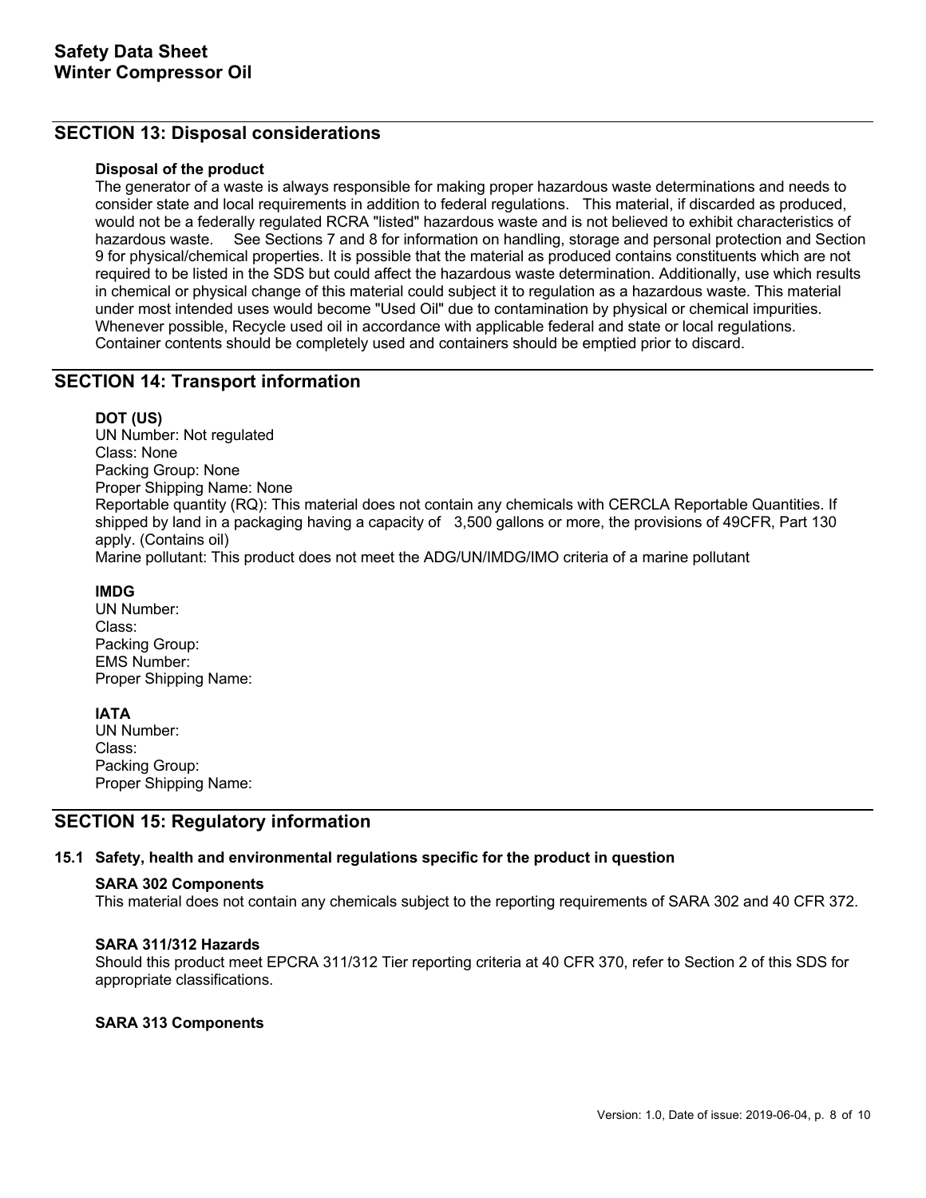## SECTION 13: Disposal considerations

**Disposal of the product**

The generator of a waste is always responsible for making proper hazardous waste determinations and needs to consider state and local requirements in addition to federal regulations. This material, if discarded as produced, would not be a federally regulated RCRA "listed" hazardous waste and is not believed to exhibit characteristics of hazardous waste. See Sections 7 and 8 for information on handling, storage and personal protection and Section 9 for physical/chemical properties. It is possible that the material as produced contains constituents which are not required to be listed in the SDS but could affect the hazardous waste determination. Additionally, use which results in chemical or physical change of this material could subject it to regulation as a hazardous waste. This material under most intended uses would become "Used Oil" due to contamination by physical or chemical impurities. Whenever possible, Recycle used oil in accordance with applicable federal and state or local regulations. Container contents should be completely used and containers should be emptied prior to discard.

## SECTION 14: Transport information

**DOT (US)**

UN Number: Not regulated
Class: None
Packing Group: None
Proper Shipping Name: None
Reportable quantity (RQ): This material does not contain any chemicals with CERCLA Reportable Quantities. If shipped by land in a packaging having a capacity of 3,500 gallons or more, the provisions of 49CFR, Part 130 apply. (Contains oil)
Marine pollutant: This product does not meet the ADG/UN/IMDG/IMO criteria of a marine pollutant

**IMDG**

UN Number:
Class:
Packing Group:
EMS Number:
Proper Shipping Name:

**IATA**

UN Number:
Class:
Packing Group:
Proper Shipping Name:

## SECTION 15: Regulatory information

### 15.1 Safety, health and environmental regulations specific for the product in question

**SARA 302 Components**

This material does not contain any chemicals subject to the reporting requirements of SARA 302 and 40 CFR 372.

**SARA 311/312 Hazards**

Should this product meet EPCRA 311/312 Tier reporting criteria at 40 CFR 370, refer to Section 2 of this SDS for appropriate classifications.

**SARA 313 Components**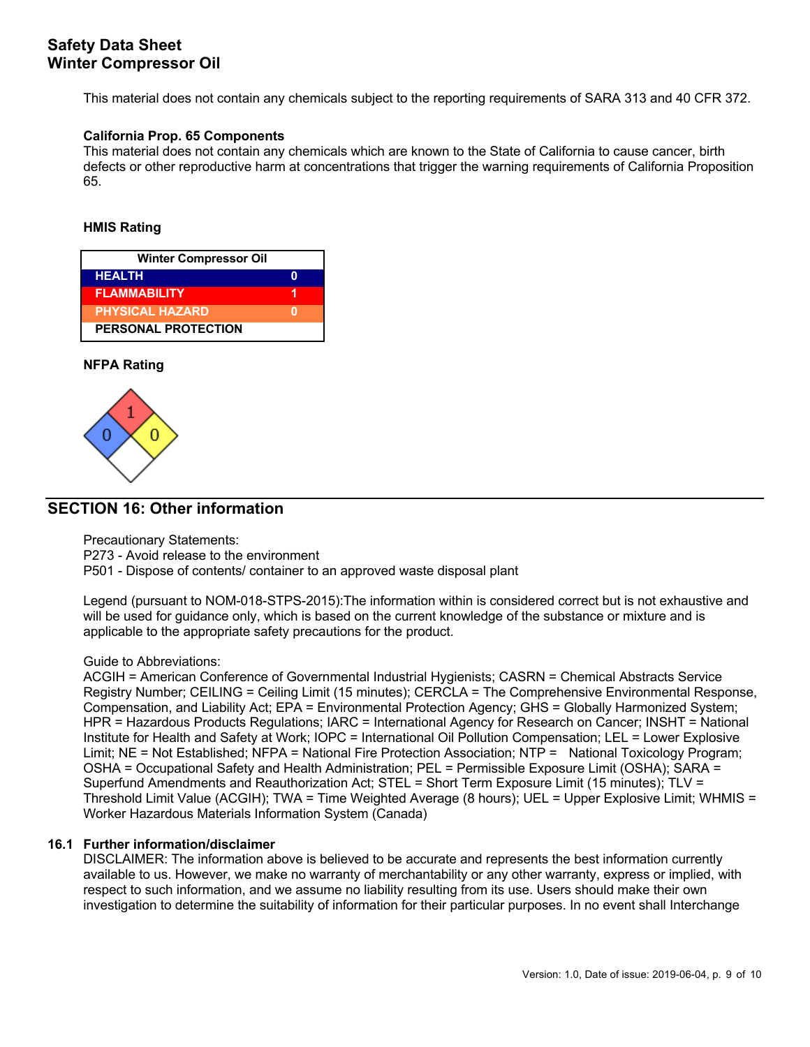This material does not contain any chemicals subject to the reporting requirements of SARA 313 and 40 CFR 372.

**California Prop. 65 Components**

This material does not contain any chemicals which are known to the State of California to cause cancer, birth defects or other reproductive harm at concentrations that trigger the warning requirements of California Proposition 65.

**HMIS Rating**

| Winter Compressor Oil | |
|---|---|
| HEALTH | 0 |
| FLAMMABILITY | 1 |
| PHYSICAL HAZARD | 0 |
| PERSONAL PROTECTION | |

**NFPA Rating**

Health: 0, Flammability: 1, Instability: 0

## SECTION 16: Other information

Precautionary Statements:
P273 - Avoid release to the environment
P501 - Dispose of contents/ container to an approved waste disposal plant

Legend (pursuant to NOM-018-STPS-2015):The information within is considered correct but is not exhaustive and will be used for guidance only, which is based on the current knowledge of the substance or mixture and is applicable to the appropriate safety precautions for the product.

Guide to Abbreviations:
ACGIH = American Conference of Governmental Industrial Hygienists; CASRN = Chemical Abstracts Service Registry Number; CEILING = Ceiling Limit (15 minutes); CERCLA = The Comprehensive Environmental Response, Compensation, and Liability Act; EPA = Environmental Protection Agency; GHS = Globally Harmonized System; HPR = Hazardous Products Regulations; IARC = International Agency for Research on Cancer; INSHT = National Institute for Health and Safety at Work; IOPC = International Oil Pollution Compensation; LEL = Lower Explosive Limit; NE = Not Established; NFPA = National Fire Protection Association; NTP = National Toxicology Program; OSHA = Occupational Safety and Health Administration; PEL = Permissible Exposure Limit (OSHA); SARA = Superfund Amendments and Reauthorization Act; STEL = Short Term Exposure Limit (15 minutes); TLV = Threshold Limit Value (ACGIH); TWA = Time Weighted Average (8 hours); UEL = Upper Explosive Limit; WHMIS = Worker Hazardous Materials Information System (Canada)

### 16.1 Further information/disclaimer

DISCLAIMER: The information above is believed to be accurate and represents the best information currently available to us. However, we make no warranty of merchantability or any other warranty, express or implied, with respect to such information, and we assume no liability resulting from its use. Users should make their own investigation to determine the suitability of information for their particular purposes. In no event shall Interchange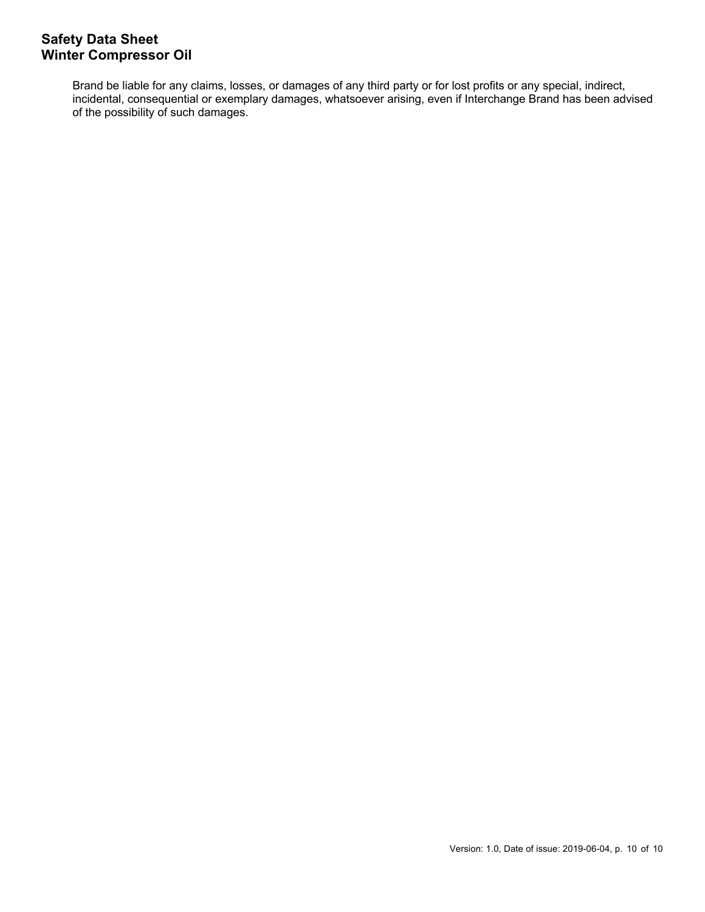Brand be liable for any claims, losses, or damages of any third party or for lost profits or any special, indirect, incidental, consequential or exemplary damages, whatsoever arising, even if Interchange Brand has been advised of the possibility of such damages.